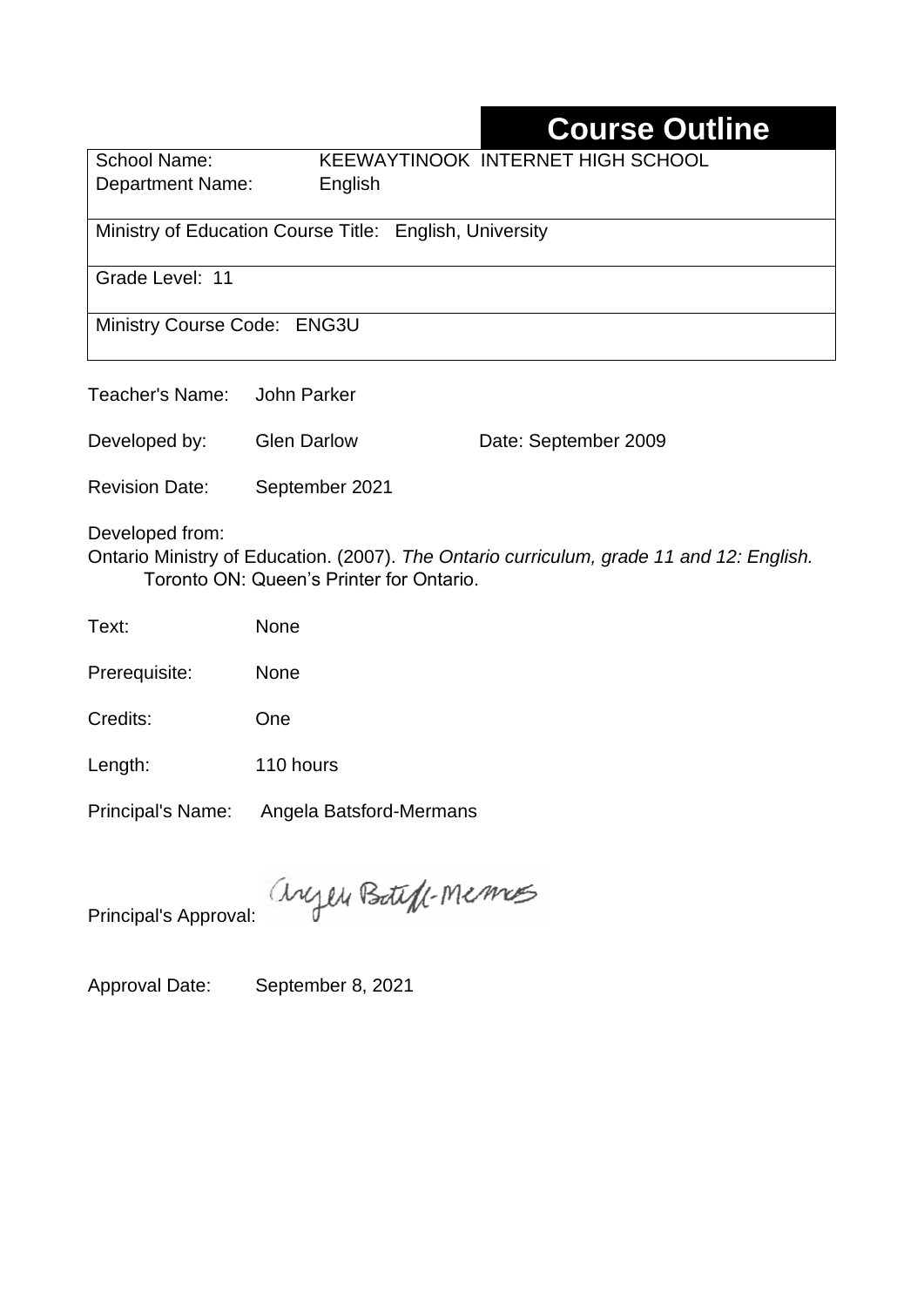# Course Outline

| | |
|---|---|
| School Name: | KEEWAYTINOOK INTERNET HIGH SCHOOL |
| Department Name: | English |
| Ministry of Education Course Title: English, University | |
| Grade Level: 11 | |
| Ministry Course Code: ENG3U | |

Teacher's Name: John Parker

Developed by: Glen Darlow    Date: September 2009

Revision Date: September 2021

Developed from:
Ontario Ministry of Education. (2007). *The Ontario curriculum, grade 11 and 12: English.* Toronto ON: Queen's Printer for Ontario.

Text: None

Prerequisite: None

Credits: One

Length: 110 hours

Principal's Name: Angela Batsford-Mermans

Principal's Approval: Angela Batsford-Mermans

Approval Date: September 8, 2021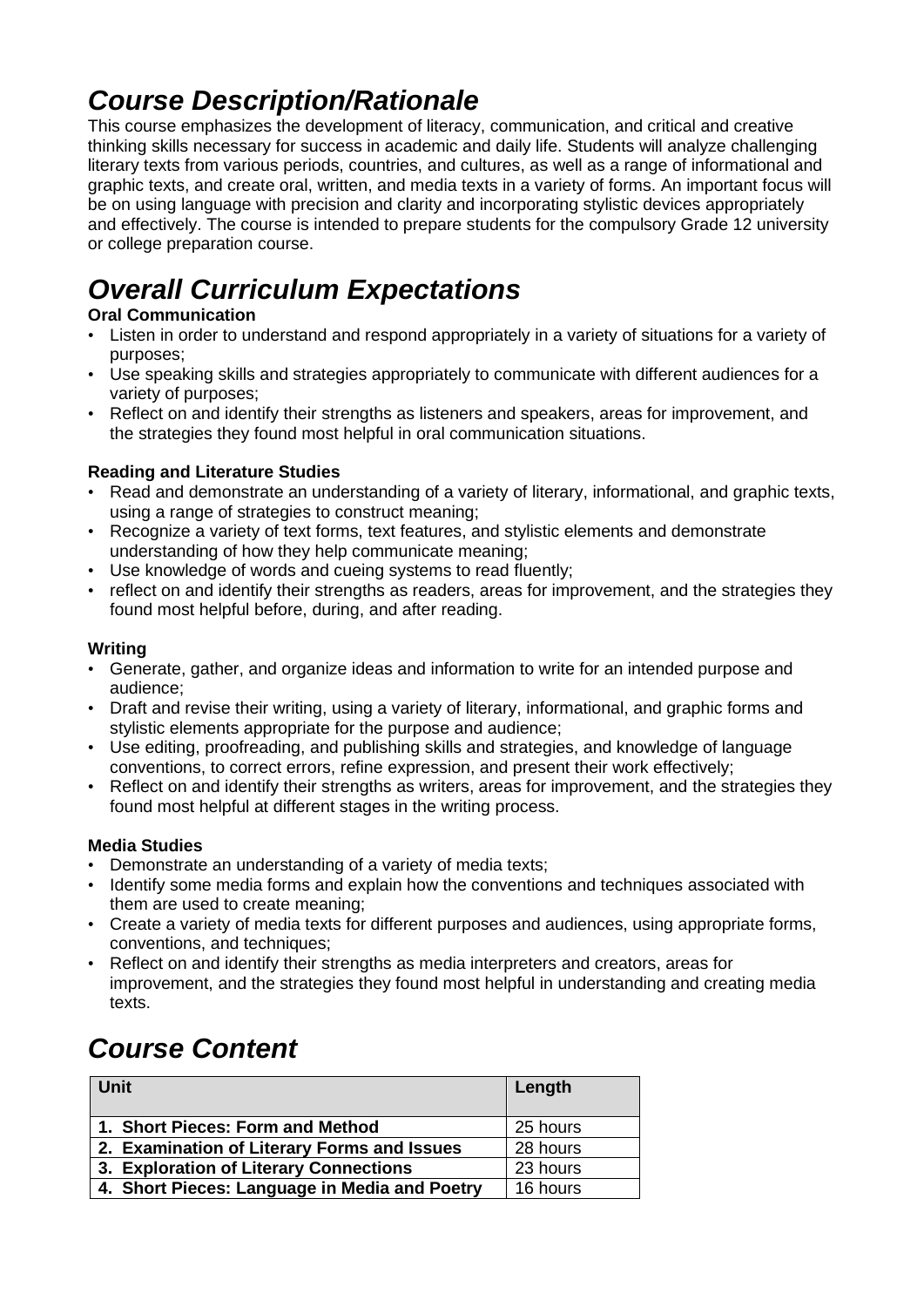# Course Description/Rationale

This course emphasizes the development of literacy, communication, and critical and creative thinking skills necessary for success in academic and daily life. Students will analyze challenging literary texts from various periods, countries, and cultures, as well as a range of informational and graphic texts, and create oral, written, and media texts in a variety of forms. An important focus will be on using language with precision and clarity and incorporating stylistic devices appropriately and effectively. The course is intended to prepare students for the compulsory Grade 12 university or college preparation course.

# Overall Curriculum Expectations

**Oral Communication**

- Listen in order to understand and respond appropriately in a variety of situations for a variety of purposes;
- Use speaking skills and strategies appropriately to communicate with different audiences for a variety of purposes;
- Reflect on and identify their strengths as listeners and speakers, areas for improvement, and the strategies they found most helpful in oral communication situations.

**Reading and Literature Studies**

- Read and demonstrate an understanding of a variety of literary, informational, and graphic texts, using a range of strategies to construct meaning;
- Recognize a variety of text forms, text features, and stylistic elements and demonstrate understanding of how they help communicate meaning;
- Use knowledge of words and cueing systems to read fluently;
- reflect on and identify their strengths as readers, areas for improvement, and the strategies they found most helpful before, during, and after reading.

**Writing**

- Generate, gather, and organize ideas and information to write for an intended purpose and audience;
- Draft and revise their writing, using a variety of literary, informational, and graphic forms and stylistic elements appropriate for the purpose and audience;
- Use editing, proofreading, and publishing skills and strategies, and knowledge of language conventions, to correct errors, refine expression, and present their work effectively;
- Reflect on and identify their strengths as writers, areas for improvement, and the strategies they found most helpful at different stages in the writing process.

**Media Studies**

- Demonstrate an understanding of a variety of media texts;
- Identify some media forms and explain how the conventions and techniques associated with them are used to create meaning;
- Create a variety of media texts for different purposes and audiences, using appropriate forms, conventions, and techniques;
- Reflect on and identify their strengths as media interpreters and creators, areas for improvement, and the strategies they found most helpful in understanding and creating media texts.

# Course Content

| Unit | Length |
|---|---|
| **1. Short Pieces: Form and Method** | 25 hours |
| **2. Examination of Literary Forms and Issues** | 28 hours |
| **3. Exploration of Literary Connections** | 23 hours |
| **4. Short Pieces: Language in Media and Poetry** | 16 hours |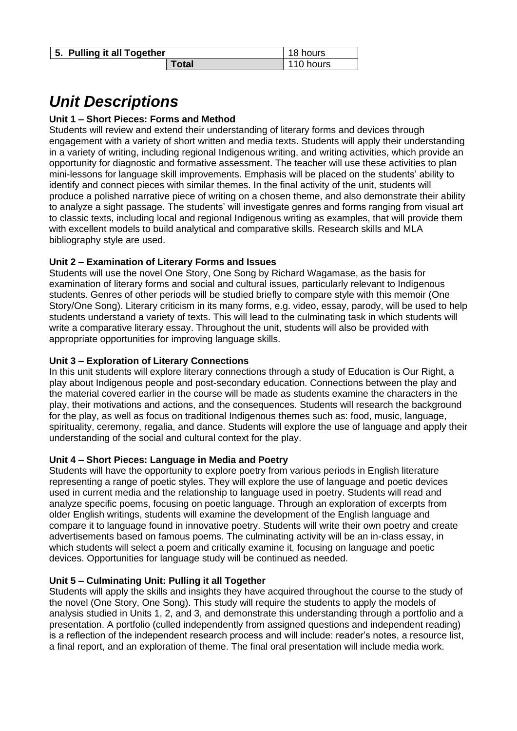| 5. Pulling it all Together | | 18 hours |
|---|---|---|
| | **Total** | 110 hours |

# *Unit Descriptions*

**Unit 1 – Short Pieces: Forms and Method**
Students will review and extend their understanding of literary forms and devices through engagement with a variety of short written and media texts. Students will apply their understanding in a variety of writing, including regional Indigenous writing, and writing activities, which provide an opportunity for diagnostic and formative assessment. The teacher will use these activities to plan mini-lessons for language skill improvements. Emphasis will be placed on the students' ability to identify and connect pieces with similar themes. In the final activity of the unit, students will produce a polished narrative piece of writing on a chosen theme, and also demonstrate their ability to analyze a sight passage. The students' will investigate genres and forms ranging from visual art to classic texts, including local and regional Indigenous writing as examples, that will provide them with excellent models to build analytical and comparative skills. Research skills and MLA bibliography style are used.

**Unit 2 – Examination of Literary Forms and Issues**
Students will use the novel One Story, One Song by Richard Wagamase, as the basis for examination of literary forms and social and cultural issues, particularly relevant to Indigenous students. Genres of other periods will be studied briefly to compare style with this memoir (One Story/One Song). Literary criticism in its many forms, e.g. video, essay, parody, will be used to help students understand a variety of texts. This will lead to the culminating task in which students will write a comparative literary essay. Throughout the unit, students will also be provided with appropriate opportunities for improving language skills.

**Unit 3 – Exploration of Literary Connections**
In this unit students will explore literary connections through a study of Education is Our Right, a play about Indigenous people and post-secondary education. Connections between the play and the material covered earlier in the course will be made as students examine the characters in the play, their motivations and actions, and the consequences. Students will research the background for the play, as well as focus on traditional Indigenous themes such as: food, music, language, spirituality, ceremony, regalia, and dance. Students will explore the use of language and apply their understanding of the social and cultural context for the play.

**Unit 4 – Short Pieces: Language in Media and Poetry**
Students will have the opportunity to explore poetry from various periods in English literature representing a range of poetic styles. They will explore the use of language and poetic devices used in current media and the relationship to language used in poetry. Students will read and analyze specific poems, focusing on poetic language. Through an exploration of excerpts from older English writings, students will examine the development of the English language and compare it to language found in innovative poetry. Students will write their own poetry and create advertisements based on famous poems. The culminating activity will be an in-class essay, in which students will select a poem and critically examine it, focusing on language and poetic devices. Opportunities for language study will be continued as needed.

**Unit 5 – Culminating Unit: Pulling it all Together**
Students will apply the skills and insights they have acquired throughout the course to the study of the novel (One Story, One Song). This study will require the students to apply the models of analysis studied in Units 1, 2, and 3, and demonstrate this understanding through a portfolio and a presentation. A portfolio (culled independently from assigned questions and independent reading) is a reflection of the independent research process and will include: reader's notes, a resource list, a final report, and an exploration of theme. The final oral presentation will include media work.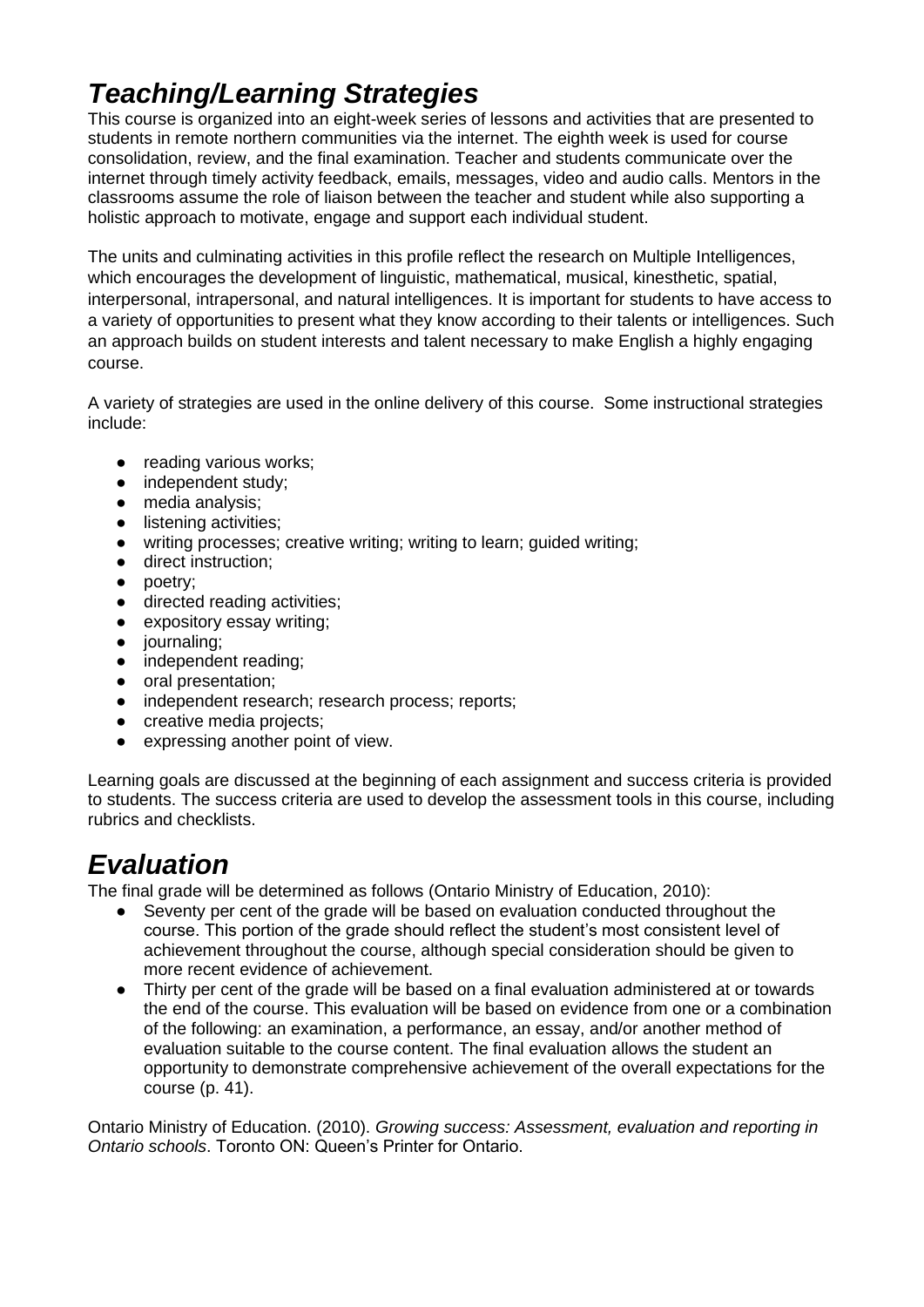## *Teaching/Learning Strategies*

This course is organized into an eight-week series of lessons and activities that are presented to students in remote northern communities via the internet. The eighth week is used for course consolidation, review, and the final examination. Teacher and students communicate over the internet through timely activity feedback, emails, messages, video and audio calls. Mentors in the classrooms assume the role of liaison between the teacher and student while also supporting a holistic approach to motivate, engage and support each individual student.

The units and culminating activities in this profile reflect the research on Multiple Intelligences, which encourages the development of linguistic, mathematical, musical, kinesthetic, spatial, interpersonal, intrapersonal, and natural intelligences. It is important for students to have access to a variety of opportunities to present what they know according to their talents or intelligences. Such an approach builds on student interests and talent necessary to make English a highly engaging course.

A variety of strategies are used in the online delivery of this course. Some instructional strategies include:

- reading various works;
- independent study;
- media analysis;
- listening activities;
- writing processes; creative writing; writing to learn; guided writing;
- direct instruction;
- poetry;
- directed reading activities;
- expository essay writing;
- journaling;
- independent reading;
- oral presentation;
- independent research; research process; reports;
- creative media projects;
- expressing another point of view.

Learning goals are discussed at the beginning of each assignment and success criteria is provided to students. The success criteria are used to develop the assessment tools in this course, including rubrics and checklists.

## *Evaluation*

The final grade will be determined as follows (Ontario Ministry of Education, 2010):

- Seventy per cent of the grade will be based on evaluation conducted throughout the course. This portion of the grade should reflect the student's most consistent level of achievement throughout the course, although special consideration should be given to more recent evidence of achievement.
- Thirty per cent of the grade will be based on a final evaluation administered at or towards the end of the course. This evaluation will be based on evidence from one or a combination of the following: an examination, a performance, an essay, and/or another method of evaluation suitable to the course content. The final evaluation allows the student an opportunity to demonstrate comprehensive achievement of the overall expectations for the course (p. 41).

Ontario Ministry of Education. (2010). *Growing success: Assessment, evaluation and reporting in Ontario schools*. Toronto ON: Queen's Printer for Ontario.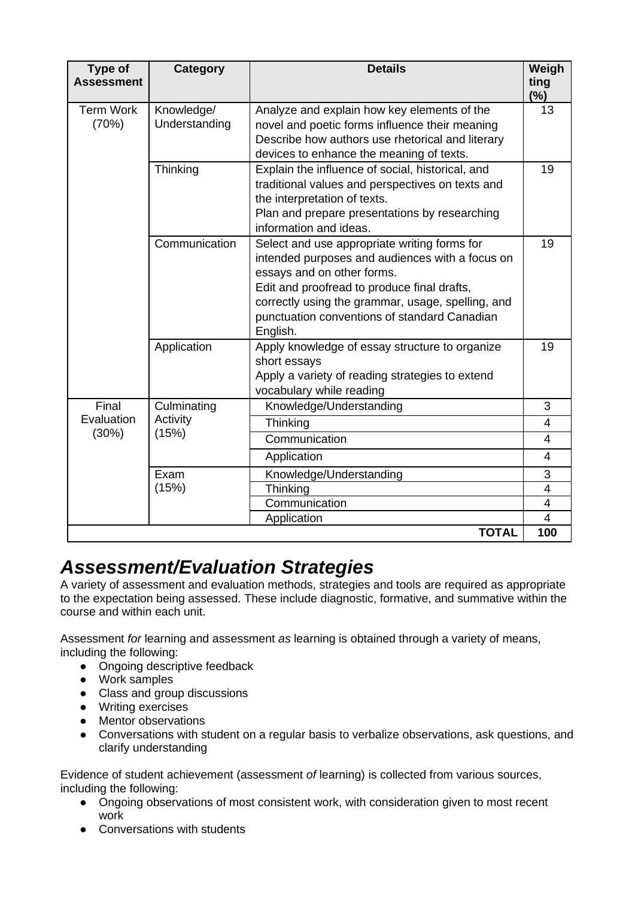| Type of Assessment | Category | Details | Weighting (%) |
|---|---|---|---|
| Term Work (70%) | Knowledge/ Understanding | Analyze and explain how key elements of the novel and poetic forms influence their meaning<br>Describe how authors use rhetorical and literary devices to enhance the meaning of texts. | 13 |
| | Thinking | Explain the influence of social, historical, and traditional values and perspectives on texts and the interpretation of texts.<br>Plan and prepare presentations by researching information and ideas. | 19 |
| | Communication | Select and use appropriate writing forms for intended purposes and audiences with a focus on essays and on other forms.<br>Edit and proofread to produce final drafts, correctly using the grammar, usage, spelling, and punctuation conventions of standard Canadian English. | 19 |
| | Application | Apply knowledge of essay structure to organize short essays<br>Apply a variety of reading strategies to extend vocabulary while reading | 19 |
| Final Evaluation (30%) | Culminating Activity (15%) | Knowledge/Understanding | 3 |
| | | Thinking | 4 |
| | | Communication | 4 |
| | | Application | 4 |
| | Exam (15%) | Knowledge/Understanding | 3 |
| | | Thinking | 4 |
| | | Communication | 4 |
| | | Application | 4 |
| | | **TOTAL** | **100** |

## *Assessment/Evaluation Strategies*

A variety of assessment and evaluation methods, strategies and tools are required as appropriate to the expectation being assessed. These include diagnostic, formative, and summative within the course and within each unit.

Assessment *for* learning and assessment *as* learning is obtained through a variety of means, including the following:

- Ongoing descriptive feedback
- Work samples
- Class and group discussions
- Writing exercises
- Mentor observations
- Conversations with student on a regular basis to verbalize observations, ask questions, and clarify understanding

Evidence of student achievement (assessment *of* learning) is collected from various sources, including the following:

- Ongoing observations of most consistent work, with consideration given to most recent work
- Conversations with students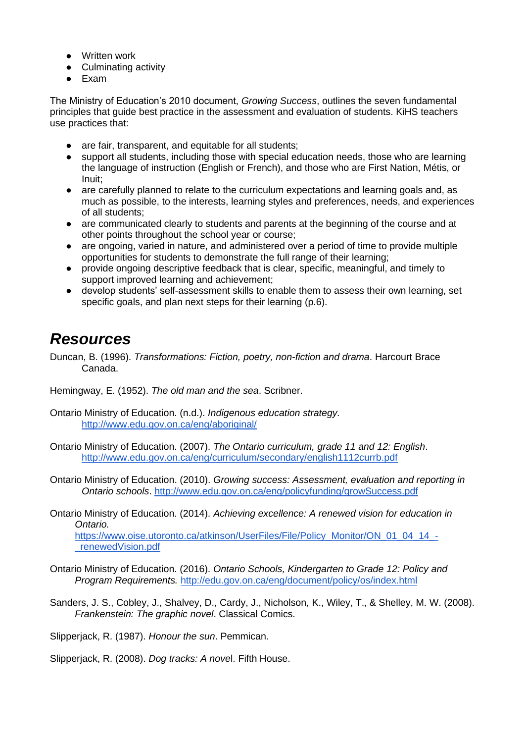- Written work
- Culminating activity
- Exam

The Ministry of Education's 2010 document, *Growing Success*, outlines the seven fundamental principles that guide best practice in the assessment and evaluation of students. KiHS teachers use practices that:

- are fair, transparent, and equitable for all students;
- support all students, including those with special education needs, those who are learning the language of instruction (English or French), and those who are First Nation, Métis, or Inuit;
- are carefully planned to relate to the curriculum expectations and learning goals and, as much as possible, to the interests, learning styles and preferences, needs, and experiences of all students;
- are communicated clearly to students and parents at the beginning of the course and at other points throughout the school year or course;
- are ongoing, varied in nature, and administered over a period of time to provide multiple opportunities for students to demonstrate the full range of their learning;
- provide ongoing descriptive feedback that is clear, specific, meaningful, and timely to support improved learning and achievement;
- develop students' self-assessment skills to enable them to assess their own learning, set specific goals, and plan next steps for their learning (p.6).

# *Resources*

Duncan, B. (1996). *Transformations: Fiction, poetry, non-fiction and drama*. Harcourt Brace Canada.

Hemingway, E. (1952). *The old man and the sea*. Scribner.

Ontario Ministry of Education. (n.d.). *Indigenous education strategy*. http://www.edu.gov.on.ca/eng/aboriginal/

Ontario Ministry of Education. (2007). *The Ontario curriculum, grade 11 and 12: English*. http://www.edu.gov.on.ca/eng/curriculum/secondary/english1112currb.pdf

Ontario Ministry of Education. (2010). *Growing success: Assessment, evaluation and reporting in Ontario schools*. http://www.edu.gov.on.ca/eng/policyfunding/growSuccess.pdf

Ontario Ministry of Education. (2014). *Achieving excellence: A renewed vision for education in Ontario.* https://www.oise.utoronto.ca/atkinson/UserFiles/File/Policy_Monitor/ON_01_04_14_-_renewedVision.pdf

Ontario Ministry of Education. (2016). *Ontario Schools, Kindergarten to Grade 12: Policy and Program Requirements.* http://edu.gov.on.ca/eng/document/policy/os/index.html

Sanders, J. S., Cobley, J., Shalvey, D., Cardy, J., Nicholson, K., Wiley, T., & Shelley, M. W. (2008). *Frankenstein: The graphic novel*. Classical Comics.

Slipperjack, R. (1987). *Honour the sun*. Pemmican.

Slipperjack, R. (2008). *Dog tracks: A nove*l. Fifth House.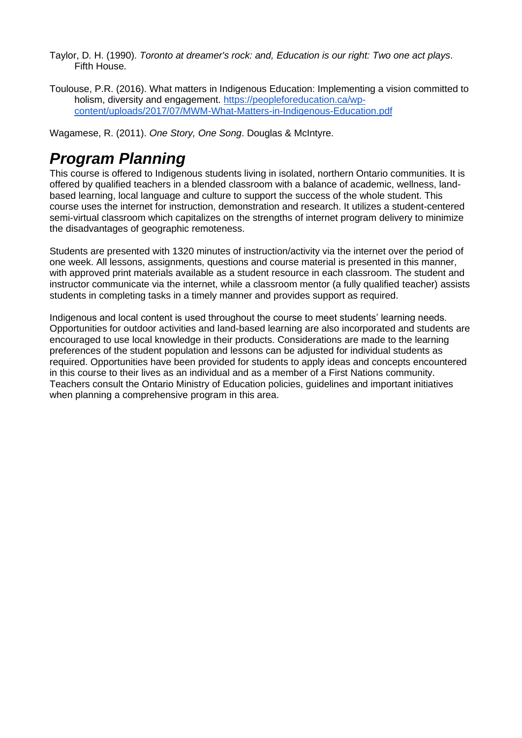Taylor, D. H. (1990). *Toronto at dreamer's rock: and, Education is our right: Two one act plays*. Fifth House.

Toulouse, P.R. (2016). What matters in Indigenous Education: Implementing a vision committed to holism, diversity and engagement. [https://peopleforeducation.ca/wp-content/uploads/2017/07/MWM-What-Matters-in-Indigenous-Education.pdf](https://peopleforeducation.ca/wp-content/uploads/2017/07/MWM-What-Matters-in-Indigenous-Education.pdf)

Wagamese, R. (2011). *One Story, One Song*. Douglas & McIntyre.

# *Program Planning*

This course is offered to Indigenous students living in isolated, northern Ontario communities. It is offered by qualified teachers in a blended classroom with a balance of academic, wellness, land-based learning, local language and culture to support the success of the whole student. This course uses the internet for instruction, demonstration and research. It utilizes a student-centered semi-virtual classroom which capitalizes on the strengths of internet program delivery to minimize the disadvantages of geographic remoteness.

Students are presented with 1320 minutes of instruction/activity via the internet over the period of one week. All lessons, assignments, questions and course material is presented in this manner, with approved print materials available as a student resource in each classroom. The student and instructor communicate via the internet, while a classroom mentor (a fully qualified teacher) assists students in completing tasks in a timely manner and provides support as required.

Indigenous and local content is used throughout the course to meet students' learning needs. Opportunities for outdoor activities and land-based learning are also incorporated and students are encouraged to use local knowledge in their products. Considerations are made to the learning preferences of the student population and lessons can be adjusted for individual students as required. Opportunities have been provided for students to apply ideas and concepts encountered in this course to their lives as an individual and as a member of a First Nations community. Teachers consult the Ontario Ministry of Education policies, guidelines and important initiatives when planning a comprehensive program in this area.